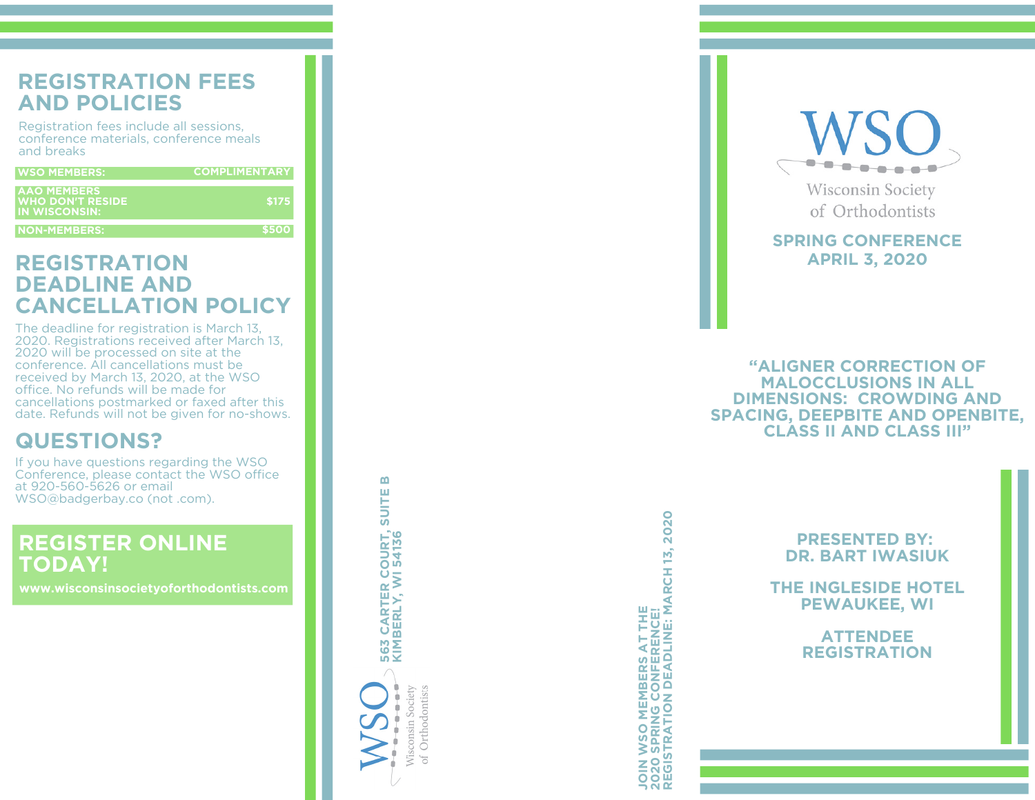## REGISTRATION FEES AND POLICIES

Registration fees include all sessions, conference materials, conference meals and breaks

| | |
|---|---|
| WSO MEMBERS: | COMPLIMENTARY |
| AAO MEMBERS WHO DON'T RESIDE IN WISCONSIN: | $175 |
| NON-MEMBERS: | $500 |

## REGISTRATION DEADLINE AND CANCELLATION POLICY

The deadline for registration is March 13, 2020. Registrations received after March 13, 2020 will be processed on site at the conference. All cancellations must be received by March 13, 2020, at the WSO office. No refunds will be made for cancellations postmarked or faxed after this date. Refunds will not be given for no-shows.

## QUESTIONS?

If you have questions regarding the WSO Conference, please contact the WSO office at 920-560-5626 or email WSO@badgerbay.co (not .com).

## REGISTER ONLINE TODAY!

**www.wisconsinsocietyoforthodontists.com**

WSO
Wisconsin Society of Orthodontists

563 CARTER COURT, SUITE B
KIMBERLY, WI 54136

JOIN WSO MEMBERS AT THE 2020 SPRING CONFERENCE!
REGISTRATION DEADLINE: MARCH 13, 2020

# WSO

Wisconsin Society of Orthodontists

## SPRING CONFERENCE
## APRIL 3, 2020

### "ALIGNER CORRECTION OF MALOCCLUSIONS IN ALL DIMENSIONS: CROWDING AND SPACING, DEEPBITE AND OPENBITE, CLASS II AND CLASS III"

**PRESENTED BY:**
**DR. BART IWASIUK**

**THE INGLESIDE HOTEL**
**PEWAUKEE, WI**

**ATTENDEE REGISTRATION**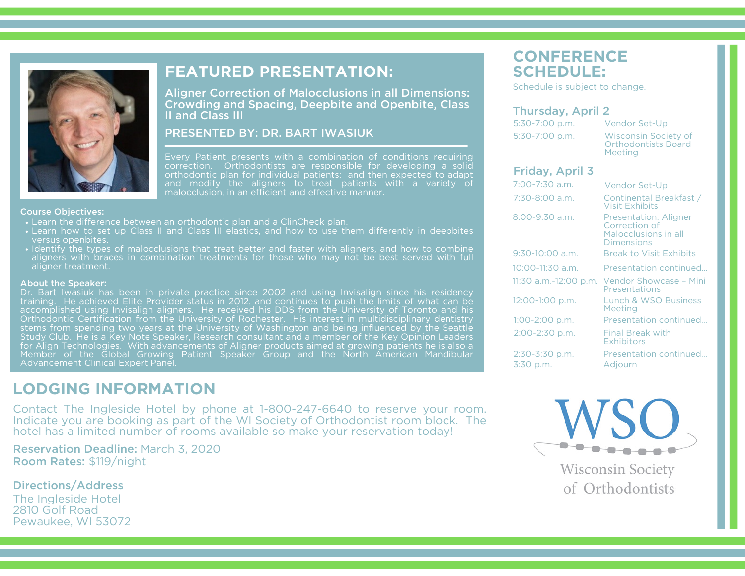# FEATURED PRESENTATION:

## Aligner Correction of Malocclusions in all Dimensions: Crowding and Spacing, Deepbite and Openbite, Class II and Class III

### PRESENTED BY: DR. BART IWASIUK

Every Patient presents with a combination of conditions requiring correction. Orthodontists are responsible for developing a solid orthodontic plan for individual patients: and then expected to adapt and modify the aligners to treat patients with a variety of malocclusion, in an efficient and effective manner.

**Course Objectives:**

- Learn the difference between an orthodontic plan and a ClinCheck plan.
- Learn how to set up Class II and Class III elastics, and how to use them differently in deepbites versus openbites.
- Identify the types of malocclusions that treat better and faster with aligners, and how to combine aligners with braces in combination treatments for those who may not be best served with full aligner treatment.

**About the Speaker:**
Dr. Bart Iwasiuk has been in private practice since 2002 and using Invisalign since his residency training. He achieved Elite Provider status in 2012, and continues to push the limits of what can be accomplished using Invisalign aligners. He received his DDS from the University of Toronto and his Orthodontic Certification from the University of Rochester. His interest in multidisciplinary dentistry stems from spending two years at the University of Washington and being influenced by the Seattle Study Club. He is a Key Note Speaker, Research consultant and a member of the Key Opinion Leaders for Align Technologies. With advancements of Aligner products aimed at growing patients he is also a Member of the Global Growing Patient Speaker Group and the North American Mandibular Advancement Clinical Expert Panel.

# LODGING INFORMATION

Contact The Ingleside Hotel by phone at 1-800-247-6640 to reserve your room. Indicate you are booking as part of the WI Society of Orthodontist room block. The hotel has a limited number of rooms available so make your reservation today!

**Reservation Deadline:** March 3, 2020
**Room Rates:** $119/night

**Directions/Address**
The Ingleside Hotel
2810 Golf Road
Pewaukee, WI 53072

# CONFERENCE SCHEDULE:

Schedule is subject to change.

### Thursday, April 2

| | |
|---|---|
| 5:30-7:00 p.m. | Vendor Set-Up |
| 5:30-7:00 p.m. | Wisconsin Society of Orthodontists Board Meeting |

### Friday, April 3

| | |
|---|---|
| 7:00-7:30 a.m. | Vendor Set-Up |
| 7:30-8:00 a.m. | Continental Breakfast / Visit Exhibits |
| 8:00-9:30 a.m. | Presentation: Aligner Correction of Malocclusions in all Dimensions |
| 9:30-10:00 a.m. | Break to Visit Exhibits |
| 10:00-11:30 a.m. | Presentation continued... |
| 11:30 a.m.-12:00 p.m. | Vendor Showcase – Mini Presentations |
| 12:00-1:00 p.m. | Lunch & WSO Business Meeting |
| 1:00-2:00 p.m. | Presentation continued... |
| 2:00-2:30 p.m. | Final Break with Exhibitors |
| 2:30-3:30 p.m. | Presentation continued... |
| 3:30 p.m. | Adjourn |

WSO
Wisconsin Society of Orthodontists